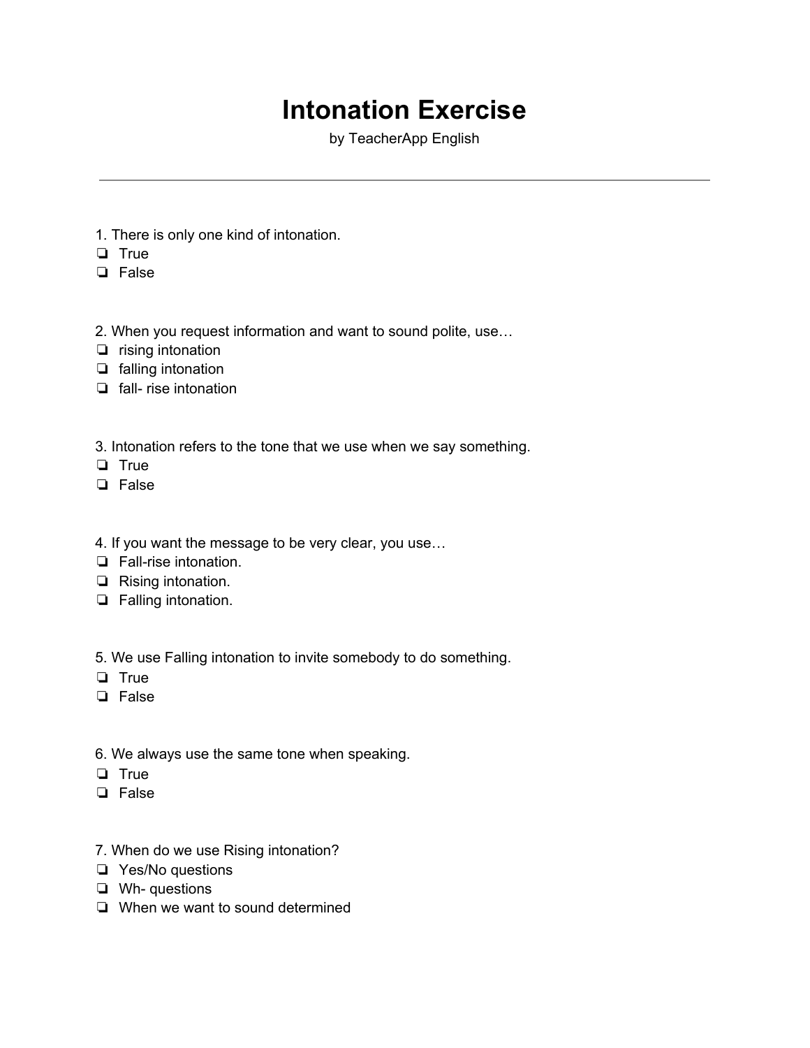# Intonation Exercise

by TeacherApp English

---

1. There is only one kind of intonation.
- ❏ True
- ❏ False

2. When you request information and want to sound polite, use…
- ❏ rising intonation
- ❏ falling intonation
- ❏ fall- rise intonation

3. Intonation refers to the tone that we use when we say something.
- ❏ True
- ❏ False

4. If you want the message to be very clear, you use…
- ❏ Fall-rise intonation.
- ❏ Rising intonation.
- ❏ Falling intonation.

5. We use Falling intonation to invite somebody to do something.
- ❏ True
- ❏ False

6. We always use the same tone when speaking.
- ❏ True
- ❏ False

7. When do we use Rising intonation?
- ❏ Yes/No questions
- ❏ Wh- questions
- ❏ When we want to sound determined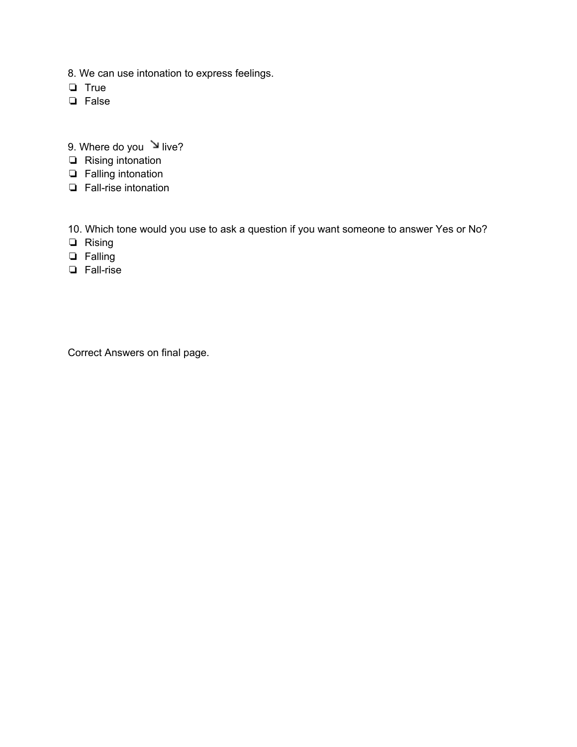8. We can use intonation to express feelings.

- ❏ True
- ❏ False

9. Where do you ↘ live?

- ❏ Rising intonation
- ❏ Falling intonation
- ❏ Fall-rise intonation

10. Which tone would you use to ask a question if you want someone to answer Yes or No?

- ❏ Rising
- ❏ Falling
- ❏ Fall-rise

Correct Answers on final page.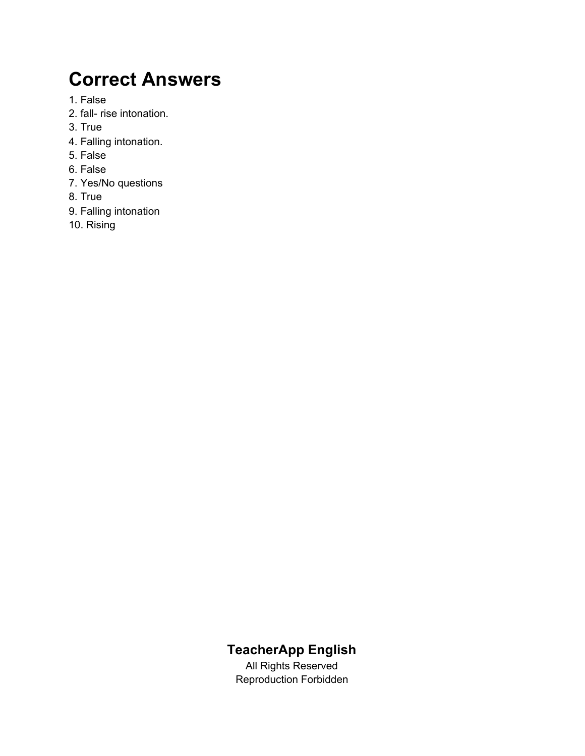# Correct Answers

1. False
2. fall- rise intonation.
3. True
4. Falling intonation.
5. False
6. False
7. Yes/No questions
8. True
9. Falling intonation
10. Rising

**TeacherApp English**

All Rights Reserved
Reproduction Forbidden